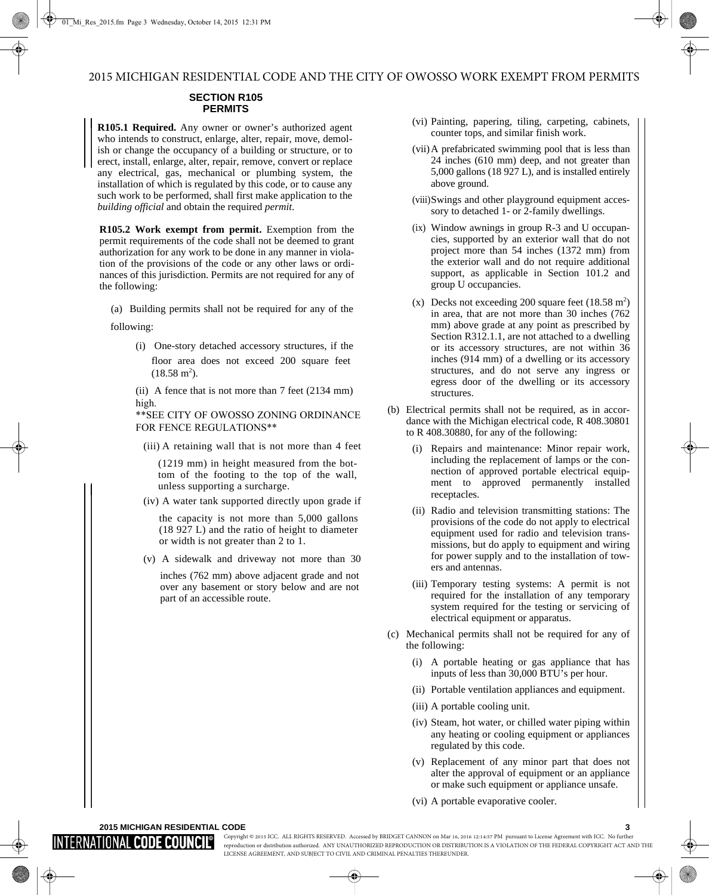# 2015 MICHIGAN RESIDENTIAL CODE AND THE CITY OF OWOSSO WORK EXEMPT FROM PERMITS

## SECTION R105 PERMITS

**R105.1 Required.** Any owner or owner's authorized agent who intends to construct, enlarge, alter, repair, move, demolish or change the occupancy of a building or structure, or to erect, install, enlarge, alter, repair, remove, convert or replace any electrical, gas, mechanical or plumbing system, the installation of which is regulated by this code, or to cause any such work to be performed, shall first make application to the *building official* and obtain the required *permit*.

**R105.2 Work exempt from permit.** Exemption from the permit requirements of the code shall not be deemed to grant authorization for any work to be done in any manner in violation of the provisions of the code or any other laws or ordinances of this jurisdiction. Permits are not required for any of the following:

(a) Building permits shall not be required for any of the following:

(i) One-story detached accessory structures, if the floor area does not exceed 200 square feet (18.58 $m^2$).

(ii) A fence that is not more than 7 feet (2134 mm) high.
**SEE CITY OF OWOSSO ZONING ORDINANCE FOR FENCE REGULATIONS**

(iii) A retaining wall that is not more than 4 feet (1219 mm) in height measured from the bottom of the footing to the top of the wall, unless supporting a surcharge.

(iv) A water tank supported directly upon grade if the capacity is not more than 5,000 gallons (18 927 L) and the ratio of height to diameter or width is not greater than 2 to 1.

(v) A sidewalk and driveway not more than 30 inches (762 mm) above adjacent grade and not over any basement or story below and are not part of an accessible route.

(vi) Painting, papering, tiling, carpeting, cabinets, counter tops, and similar finish work.

(vii) A prefabricated swimming pool that is less than 24 inches (610 mm) deep, and not greater than 5,000 gallons (18 927 L), and is installed entirely above ground.

(viii) Swings and other playground equipment accessory to detached 1- or 2-family dwellings.

(ix) Window awnings in group R-3 and U occupancies, supported by an exterior wall that do not project more than 54 inches (1372 mm) from the exterior wall and do not require additional support, as applicable in Section 101.2 and group U occupancies.

(x) Decks not exceeding 200 square feet (18.58 $m^2$) in area, that are not more than 30 inches (762 mm) above grade at any point as prescribed by Section R312.1.1, are not attached to a dwelling or its accessory structures, are not within 36 inches (914 mm) of a dwelling or its accessory structures, and do not serve any ingress or egress door of the dwelling or its accessory structures.

(b) Electrical permits shall not be required, as in accordance with the Michigan electrical code, R 408.30801 to R 408.30880, for any of the following:

(i) Repairs and maintenance: Minor repair work, including the replacement of lamps or the connection of approved portable electrical equipment to approved permanently installed receptacles.

(ii) Radio and television transmitting stations: The provisions of the code do not apply to electrical equipment used for radio and television transmissions, but do apply to equipment and wiring for power supply and to the installation of towers and antennas.

(iii) Temporary testing systems: A permit is not required for the installation of any temporary system required for the testing or servicing of electrical equipment or apparatus.

(c) Mechanical permits shall not be required for any of the following:

(i) A portable heating or gas appliance that has inputs of less than 30,000 BTU's per hour.

(ii) Portable ventilation appliances and equipment.

(iii) A portable cooling unit.

(iv) Steam, hot water, or chilled water piping within any heating or cooling equipment or appliances regulated by this code.

(v) Replacement of any minor part that does not alter the approval of equipment or an appliance or make such equipment or appliance unsafe.

(vi) A portable evaporative cooler.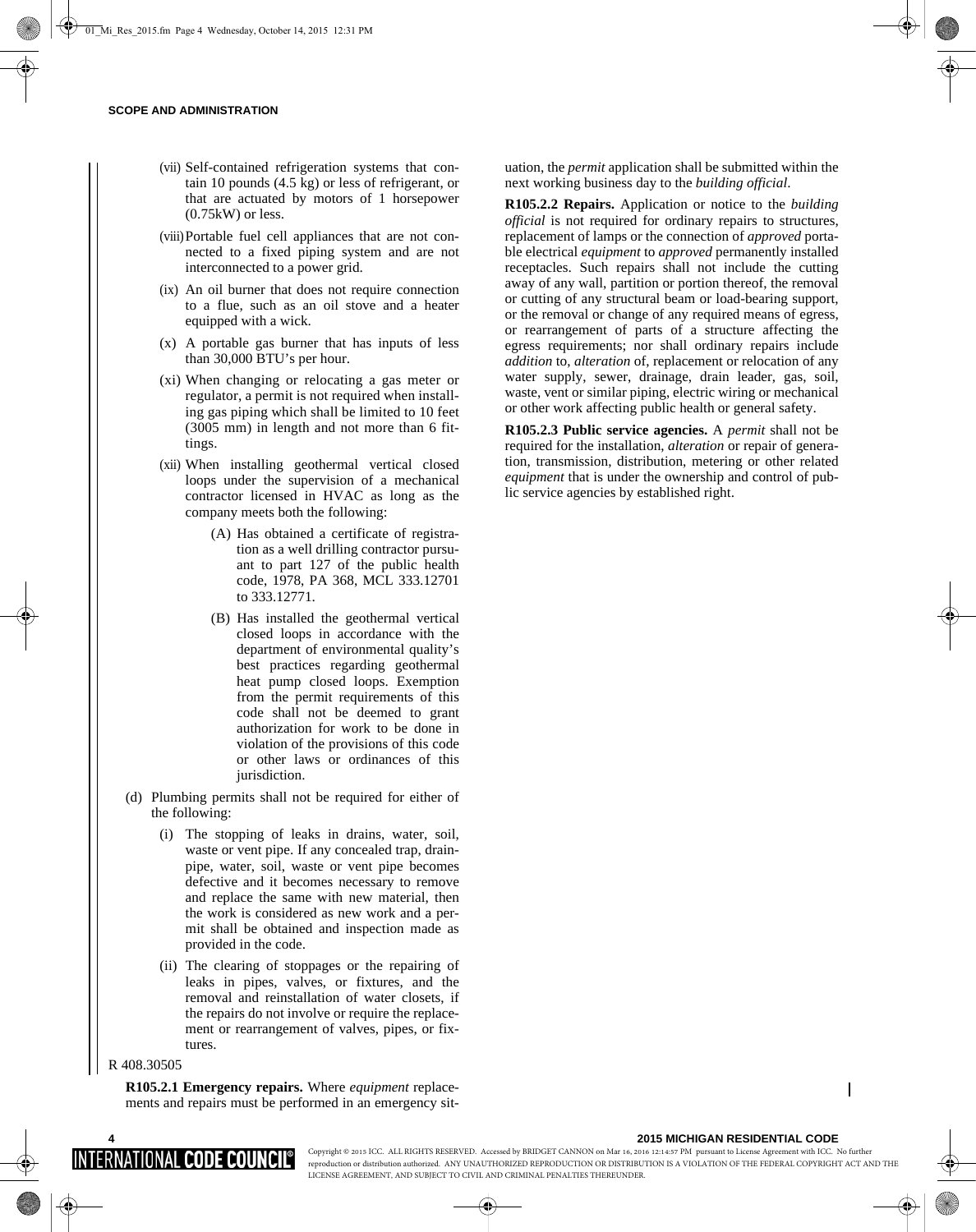(vii) Self-contained refrigeration systems that contain 10 pounds (4.5 kg) or less of refrigerant, or that are actuated by motors of 1 horsepower (0.75kW) or less.

(viii) Portable fuel cell appliances that are not connected to a fixed piping system and are not interconnected to a power grid.

(ix) An oil burner that does not require connection to a flue, such as an oil stove and a heater equipped with a wick.

(x) A portable gas burner that has inputs of less than 30,000 BTU's per hour.

(xi) When changing or relocating a gas meter or regulator, a permit is not required when installing gas piping which shall be limited to 10 feet (3005 mm) in length and not more than 6 fittings.

(xii) When installing geothermal vertical closed loops under the supervision of a mechanical contractor licensed in HVAC as long as the company meets both the following:

(A) Has obtained a certificate of registration as a well drilling contractor pursuant to part 127 of the public health code, 1978, PA 368, MCL 333.12701 to 333.12771.

(B) Has installed the geothermal vertical closed loops in accordance with the department of environmental quality's best practices regarding geothermal heat pump closed loops. Exemption from the permit requirements of this code shall not be deemed to grant authorization for work to be done in violation of the provisions of this code or other laws or ordinances of this jurisdiction.

(d) Plumbing permits shall not be required for either of the following:

(i) The stopping of leaks in drains, water, soil, waste or vent pipe. If any concealed trap, drainpipe, water, soil, waste or vent pipe becomes defective and it becomes necessary to remove and replace the same with new material, then the work is considered as new work and a permit shall be obtained and inspection made as provided in the code.

(ii) The clearing of stoppages or the repairing of leaks in pipes, valves, or fixtures, and the removal and reinstallation of water closets, if the repairs do not involve or require the replacement or rearrangement of valves, pipes, or fixtures.

R 408.30505

**R105.2.1 Emergency repairs.** Where *equipment* replacements and repairs must be performed in an emergency situation, the *permit* application shall be submitted within the next working business day to the *building official*.

**R105.2.2 Repairs.** Application or notice to the *building official* is not required for ordinary repairs to structures, replacement of lamps or the connection of *approved* portable electrical *equipment* to *approved* permanently installed receptacles. Such repairs shall not include the cutting away of any wall, partition or portion thereof, the removal or cutting of any structural beam or load-bearing support, or the removal or change of any required means of egress, or rearrangement of parts of a structure affecting the egress requirements; nor shall ordinary repairs include *addition* to, *alteration* of, replacement or relocation of any water supply, sewer, drainage, drain leader, gas, soil, waste, vent or similar piping, electric wiring or mechanical or other work affecting public health or general safety.

**R105.2.3 Public service agencies.** A *permit* shall not be required for the installation, *alteration* or repair of generation, transmission, distribution, metering or other related *equipment* that is under the ownership and control of public service agencies by established right.